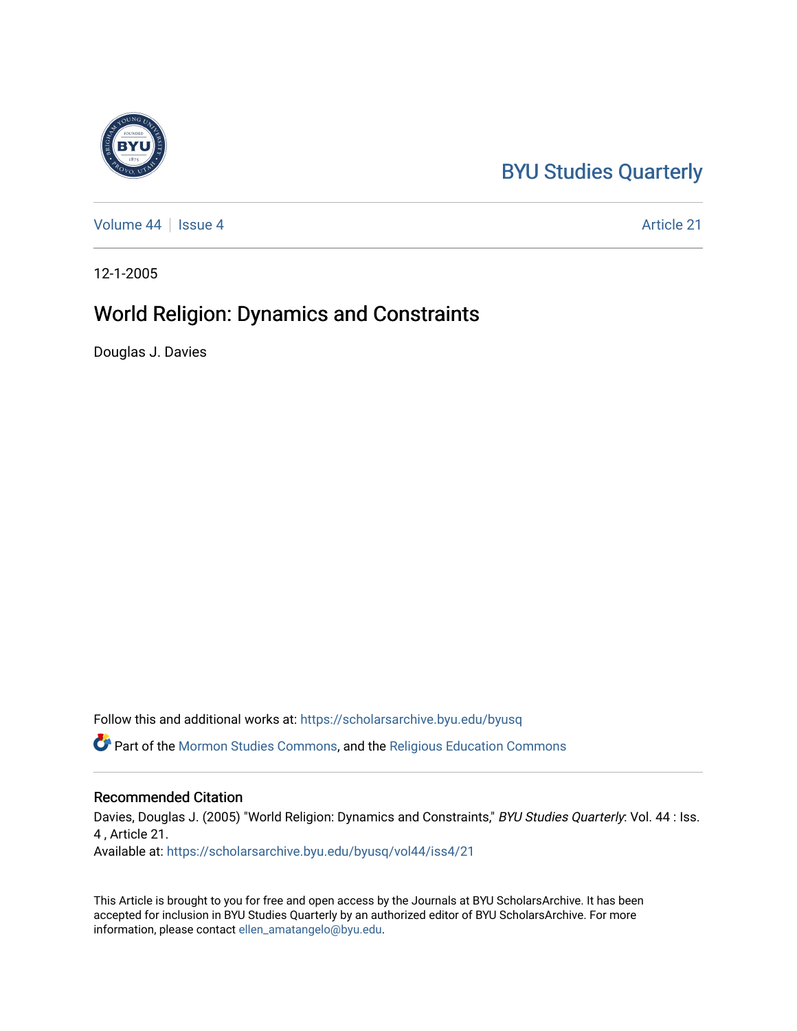BYU Studies Quarterly

Volume 44 | Issue 4 | Article 21

12-1-2005

# World Religion: Dynamics and Constraints

Douglas J. Davies

Follow this and additional works at: https://scholarsarchive.byu.edu/byusq

Part of the Mormon Studies Commons, and the Religious Education Commons

## Recommended Citation

Davies, Douglas J. (2005) "World Religion: Dynamics and Constraints," *BYU Studies Quarterly*: Vol. 44 : Iss. 4 , Article 21.
Available at: https://scholarsarchive.byu.edu/byusq/vol44/iss4/21

This Article is brought to you for free and open access by the Journals at BYU ScholarsArchive. It has been accepted for inclusion in BYU Studies Quarterly by an authorized editor of BYU ScholarsArchive. For more information, please contact ellen_amatangelo@byu.edu.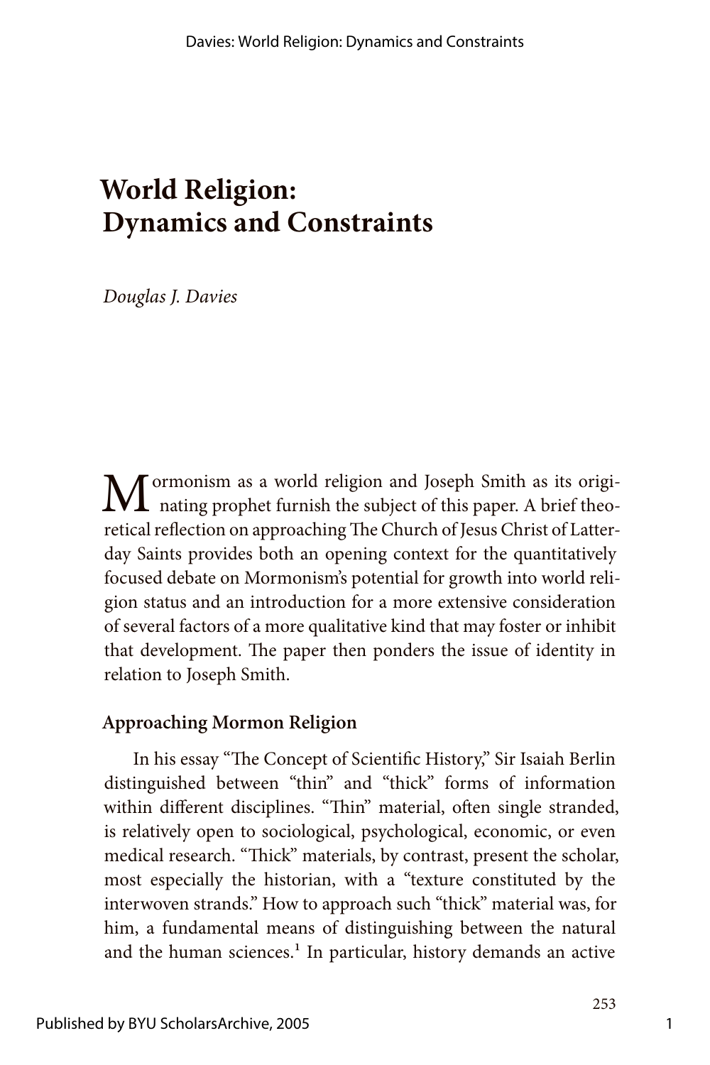# World Religion: Dynamics and Constraints

*Douglas J. Davies*

Mormonism as a world religion and Joseph Smith as its originating prophet furnish the subject of this paper. A brief theoretical reflection on approaching The Church of Jesus Christ of Latter-day Saints provides both an opening context for the quantitatively focused debate on Mormonism's potential for growth into world religion status and an introduction for a more extensive consideration of several factors of a more qualitative kind that may foster or inhibit that development. The paper then ponders the issue of identity in relation to Joseph Smith.

## Approaching Mormon Religion

In his essay "The Concept of Scientific History," Sir Isaiah Berlin distinguished between "thin" and "thick" forms of information within different disciplines. "Thin" material, often single stranded, is relatively open to sociological, psychological, economic, or even medical research. "Thick" materials, by contrast, present the scholar, most especially the historian, with a "texture constituted by the interwoven strands." How to approach such "thick" material was, for him, a fundamental means of distinguishing between the natural and the human sciences.[1] In particular, history demands an active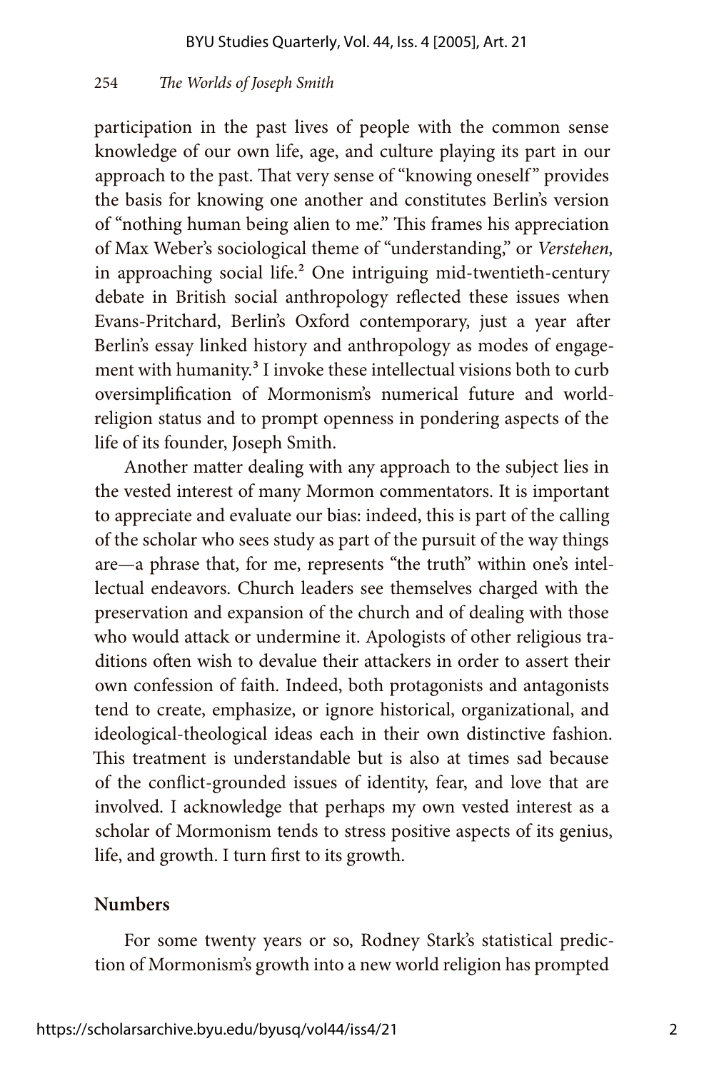participation in the past lives of people with the common sense knowledge of our own life, age, and culture playing its part in our approach to the past. That very sense of "knowing oneself" provides the basis for knowing one another and constitutes Berlin's version of "nothing human being alien to me." This frames his appreciation of Max Weber's sociological theme of "understanding," or *Verstehen*, in approaching social life.[2] One intriguing mid-twentieth-century debate in British social anthropology reflected these issues when Evans-Pritchard, Berlin's Oxford contemporary, just a year after Berlin's essay linked history and anthropology as modes of engagement with humanity.[3] I invoke these intellectual visions both to curb oversimplification of Mormonism's numerical future and world-religion status and to prompt openness in pondering aspects of the life of its founder, Joseph Smith.

Another matter dealing with any approach to the subject lies in the vested interest of many Mormon commentators. It is important to appreciate and evaluate our bias: indeed, this is part of the calling of the scholar who sees study as part of the pursuit of the way things are—a phrase that, for me, represents "the truth" within one's intellectual endeavors. Church leaders see themselves charged with the preservation and expansion of the church and of dealing with those who would attack or undermine it. Apologists of other religious traditions often wish to devalue their attackers in order to assert their own confession of faith. Indeed, both protagonists and antagonists tend to create, emphasize, or ignore historical, organizational, and ideological-theological ideas each in their own distinctive fashion. This treatment is understandable but is also at times sad because of the conflict-grounded issues of identity, fear, and love that are involved. I acknowledge that perhaps my own vested interest as a scholar of Mormonism tends to stress positive aspects of its genius, life, and growth. I turn first to its growth.

## Numbers

For some twenty years or so, Rodney Stark's statistical prediction of Mormonism's growth into a new world religion has prompted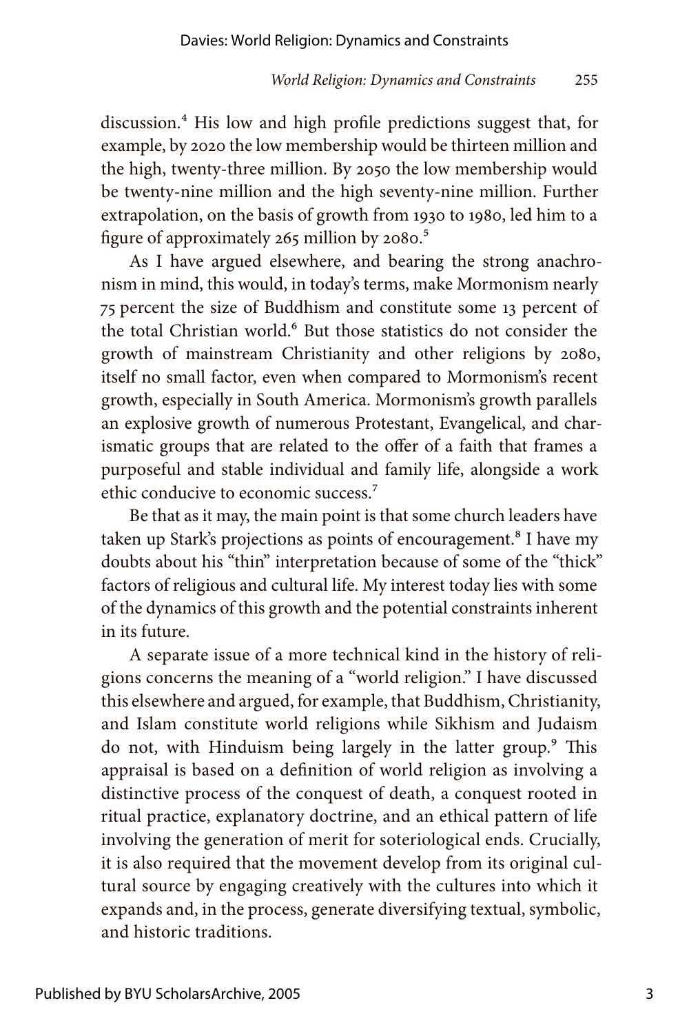discussion.[4] His low and high profile predictions suggest that, for example, by 2020 the low membership would be thirteen million and the high, twenty-three million. By 2050 the low membership would be twenty-nine million and the high seventy-nine million. Further extrapolation, on the basis of growth from 1930 to 1980, led him to a figure of approximately 265 million by 2080.[5]

As I have argued elsewhere, and bearing the strong anachronism in mind, this would, in today's terms, make Mormonism nearly 75 percent the size of Buddhism and constitute some 13 percent of the total Christian world.[6] But those statistics do not consider the growth of mainstream Christianity and other religions by 2080, itself no small factor, even when compared to Mormonism's recent growth, especially in South America. Mormonism's growth parallels an explosive growth of numerous Protestant, Evangelical, and charismatic groups that are related to the offer of a faith that frames a purposeful and stable individual and family life, alongside a work ethic conducive to economic success.[7]

Be that as it may, the main point is that some church leaders have taken up Stark's projections as points of encouragement.[8] I have my doubts about his "thin" interpretation because of some of the "thick" factors of religious and cultural life. My interest today lies with some of the dynamics of this growth and the potential constraints inherent in its future.

A separate issue of a more technical kind in the history of religions concerns the meaning of a "world religion." I have discussed this elsewhere and argued, for example, that Buddhism, Christianity, and Islam constitute world religions while Sikhism and Judaism do not, with Hinduism being largely in the latter group.[9] This appraisal is based on a definition of world religion as involving a distinctive process of the conquest of death, a conquest rooted in ritual practice, explanatory doctrine, and an ethical pattern of life involving the generation of merit for soteriological ends. Crucially, it is also required that the movement develop from its original cultural source by engaging creatively with the cultures into which it expands and, in the process, generate diversifying textual, symbolic, and historic traditions.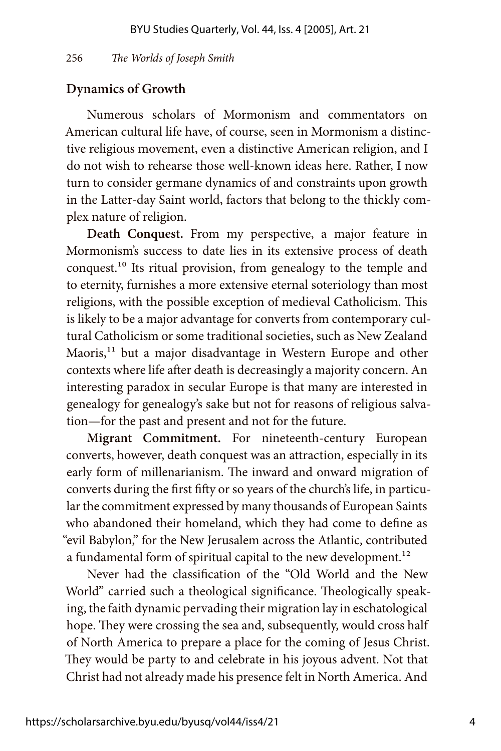## Dynamics of Growth

Numerous scholars of Mormonism and commentators on American cultural life have, of course, seen in Mormonism a distinctive religious movement, even a distinctive American religion, and I do not wish to rehearse those well-known ideas here. Rather, I now turn to consider germane dynamics of and constraints upon growth in the Latter-day Saint world, factors that belong to the thickly complex nature of religion.

**Death Conquest.** From my perspective, a major feature in Mormonism's success to date lies in its extensive process of death conquest.[10] Its ritual provision, from genealogy to the temple and to eternity, furnishes a more extensive eternal soteriology than most religions, with the possible exception of medieval Catholicism. This is likely to be a major advantage for converts from contemporary cultural Catholicism or some traditional societies, such as New Zealand Maoris,[11] but a major disadvantage in Western Europe and other contexts where life after death is decreasingly a majority concern. An interesting paradox in secular Europe is that many are interested in genealogy for genealogy's sake but not for reasons of religious salvation—for the past and present and not for the future.

**Migrant Commitment.** For nineteenth-century European converts, however, death conquest was an attraction, especially in its early form of millenarianism. The inward and onward migration of converts during the first fifty or so years of the church's life, in particular the commitment expressed by many thousands of European Saints who abandoned their homeland, which they had come to define as "evil Babylon," for the New Jerusalem across the Atlantic, contributed a fundamental form of spiritual capital to the new development.[12]

Never had the classification of the "Old World and the New World" carried such a theological significance. Theologically speaking, the faith dynamic pervading their migration lay in eschatological hope. They were crossing the sea and, subsequently, would cross half of North America to prepare a place for the coming of Jesus Christ. They would be party to and celebrate in his joyous advent. Not that Christ had not already made his presence felt in North America. And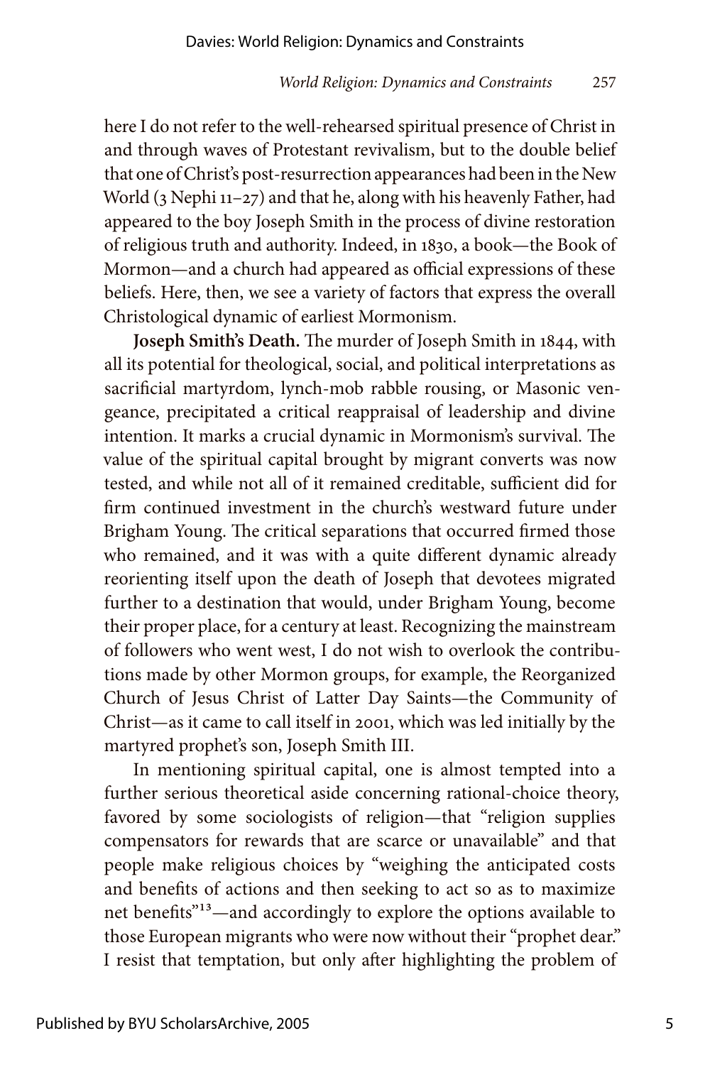here I do not refer to the well-rehearsed spiritual presence of Christ in and through waves of Protestant revivalism, but to the double belief that one of Christ's post-resurrection appearances had been in the New World (3 Nephi 11–27) and that he, along with his heavenly Father, had appeared to the boy Joseph Smith in the process of divine restoration of religious truth and authority. Indeed, in 1830, a book—the Book of Mormon—and a church had appeared as official expressions of these beliefs. Here, then, we see a variety of factors that express the overall Christological dynamic of earliest Mormonism.

**Joseph Smith's Death.** The murder of Joseph Smith in 1844, with all its potential for theological, social, and political interpretations as sacrificial martyrdom, lynch-mob rabble rousing, or Masonic vengeance, precipitated a critical reappraisal of leadership and divine intention. It marks a crucial dynamic in Mormonism's survival. The value of the spiritual capital brought by migrant converts was now tested, and while not all of it remained creditable, sufficient did for firm continued investment in the church's westward future under Brigham Young. The critical separations that occurred firmed those who remained, and it was with a quite different dynamic already reorienting itself upon the death of Joseph that devotees migrated further to a destination that would, under Brigham Young, become their proper place, for a century at least. Recognizing the mainstream of followers who went west, I do not wish to overlook the contributions made by other Mormon groups, for example, the Reorganized Church of Jesus Christ of Latter Day Saints—the Community of Christ—as it came to call itself in 2001, which was led initially by the martyred prophet's son, Joseph Smith III.

In mentioning spiritual capital, one is almost tempted into a further serious theoretical aside concerning rational-choice theory, favored by some sociologists of religion—that "religion supplies compensators for rewards that are scarce or unavailable" and that people make religious choices by "weighing the anticipated costs and benefits of actions and then seeking to act so as to maximize net benefits"[13]—and accordingly to explore the options available to those European migrants who were now without their "prophet dear." I resist that temptation, but only after highlighting the problem of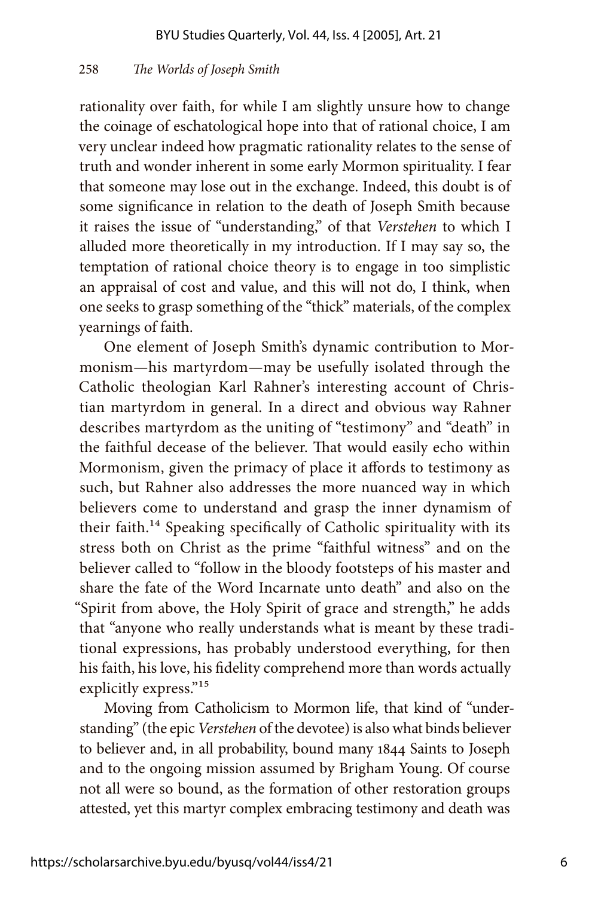rationality over faith, for while I am slightly unsure how to change the coinage of eschatological hope into that of rational choice, I am very unclear indeed how pragmatic rationality relates to the sense of truth and wonder inherent in some early Mormon spirituality. I fear that someone may lose out in the exchange. Indeed, this doubt is of some significance in relation to the death of Joseph Smith because it raises the issue of "understanding," of that *Verstehen* to which I alluded more theoretically in my introduction. If I may say so, the temptation of rational choice theory is to engage in too simplistic an appraisal of cost and value, and this will not do, I think, when one seeks to grasp something of the "thick" materials, of the complex yearnings of faith.

One element of Joseph Smith's dynamic contribution to Mormonism—his martyrdom—may be usefully isolated through the Catholic theologian Karl Rahner's interesting account of Christian martyrdom in general. In a direct and obvious way Rahner describes martyrdom as the uniting of "testimony" and "death" in the faithful decease of the believer. That would easily echo within Mormonism, given the primacy of place it affords to testimony as such, but Rahner also addresses the more nuanced way in which believers come to understand and grasp the inner dynamism of their faith.[14] Speaking specifically of Catholic spirituality with its stress both on Christ as the prime "faithful witness" and on the believer called to "follow in the bloody footsteps of his master and share the fate of the Word Incarnate unto death" and also on the "Spirit from above, the Holy Spirit of grace and strength," he adds that "anyone who really understands what is meant by these traditional expressions, has probably understood everything, for then his faith, his love, his fidelity comprehend more than words actually explicitly express."[15]

Moving from Catholicism to Mormon life, that kind of "understanding" (the epic *Verstehen* of the devotee) is also what binds believer to believer and, in all probability, bound many 1844 Saints to Joseph and to the ongoing mission assumed by Brigham Young. Of course not all were so bound, as the formation of other restoration groups attested, yet this martyr complex embracing testimony and death was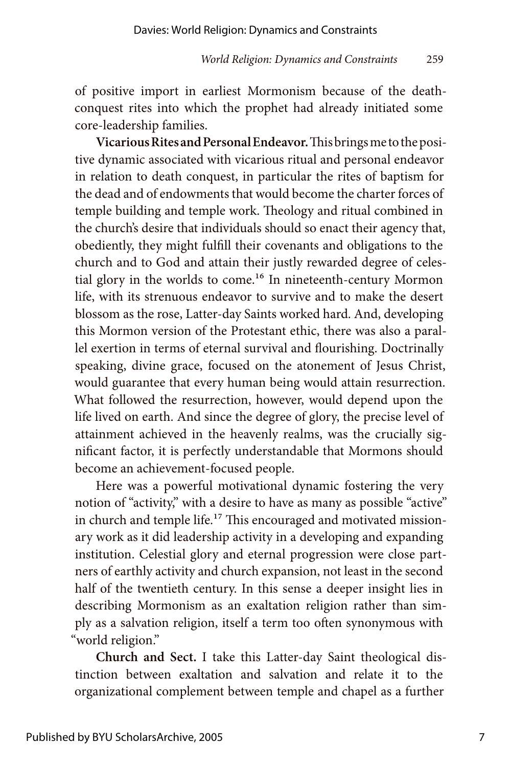of positive import in earliest Mormonism because of the death-conquest rites into which the prophet had already initiated some core-leadership families.

**Vicarious Rites and Personal Endeavor.** This brings me to the positive dynamic associated with vicarious ritual and personal endeavor in relation to death conquest, in particular the rites of baptism for the dead and of endowments that would become the charter forces of temple building and temple work. Theology and ritual combined in the church's desire that individuals should so enact their agency that, obediently, they might fulfill their covenants and obligations to the church and to God and attain their justly rewarded degree of celestial glory in the worlds to come.[16] In nineteenth-century Mormon life, with its strenuous endeavor to survive and to make the desert blossom as the rose, Latter-day Saints worked hard. And, developing this Mormon version of the Protestant ethic, there was also a parallel exertion in terms of eternal survival and flourishing. Doctrinally speaking, divine grace, focused on the atonement of Jesus Christ, would guarantee that every human being would attain resurrection. What followed the resurrection, however, would depend upon the life lived on earth. And since the degree of glory, the precise level of attainment achieved in the heavenly realms, was the crucially significant factor, it is perfectly understandable that Mormons should become an achievement-focused people.

Here was a powerful motivational dynamic fostering the very notion of "activity," with a desire to have as many as possible "active" in church and temple life.[17] This encouraged and motivated missionary work as it did leadership activity in a developing and expanding institution. Celestial glory and eternal progression were close partners of earthly activity and church expansion, not least in the second half of the twentieth century. In this sense a deeper insight lies in describing Mormonism as an exaltation religion rather than simply as a salvation religion, itself a term too often synonymous with "world religion."

**Church and Sect.** I take this Latter-day Saint theological distinction between exaltation and salvation and relate it to the organizational complement between temple and chapel as a further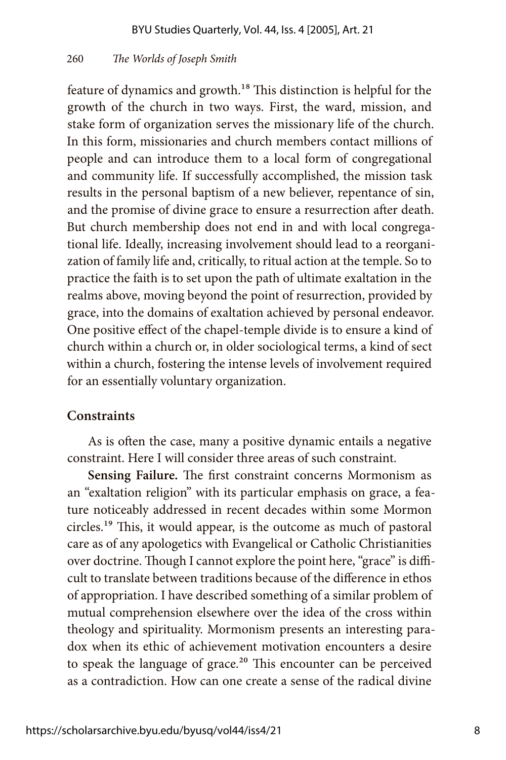feature of dynamics and growth.[18] This distinction is helpful for the growth of the church in two ways. First, the ward, mission, and stake form of organization serves the missionary life of the church. In this form, missionaries and church members contact millions of people and can introduce them to a local form of congregational and community life. If successfully accomplished, the mission task results in the personal baptism of a new believer, repentance of sin, and the promise of divine grace to ensure a resurrection after death. But church membership does not end in and with local congregational life. Ideally, increasing involvement should lead to a reorganization of family life and, critically, to ritual action at the temple. So to practice the faith is to set upon the path of ultimate exaltation in the realms above, moving beyond the point of resurrection, provided by grace, into the domains of exaltation achieved by personal endeavor. One positive effect of the chapel-temple divide is to ensure a kind of church within a church or, in older sociological terms, a kind of sect within a church, fostering the intense levels of involvement required for an essentially voluntary organization.

## Constraints

As is often the case, many a positive dynamic entails a negative constraint. Here I will consider three areas of such constraint.

**Sensing Failure.** The first constraint concerns Mormonism as an "exaltation religion" with its particular emphasis on grace, a feature noticeably addressed in recent decades within some Mormon circles.[19] This, it would appear, is the outcome as much of pastoral care as of any apologetics with Evangelical or Catholic Christianities over doctrine. Though I cannot explore the point here, "grace" is difficult to translate between traditions because of the difference in ethos of appropriation. I have described something of a similar problem of mutual comprehension elsewhere over the idea of the cross within theology and spirituality. Mormonism presents an interesting paradox when its ethic of achievement motivation encounters a desire to speak the language of grace.[20] This encounter can be perceived as a contradiction. How can one create a sense of the radical divine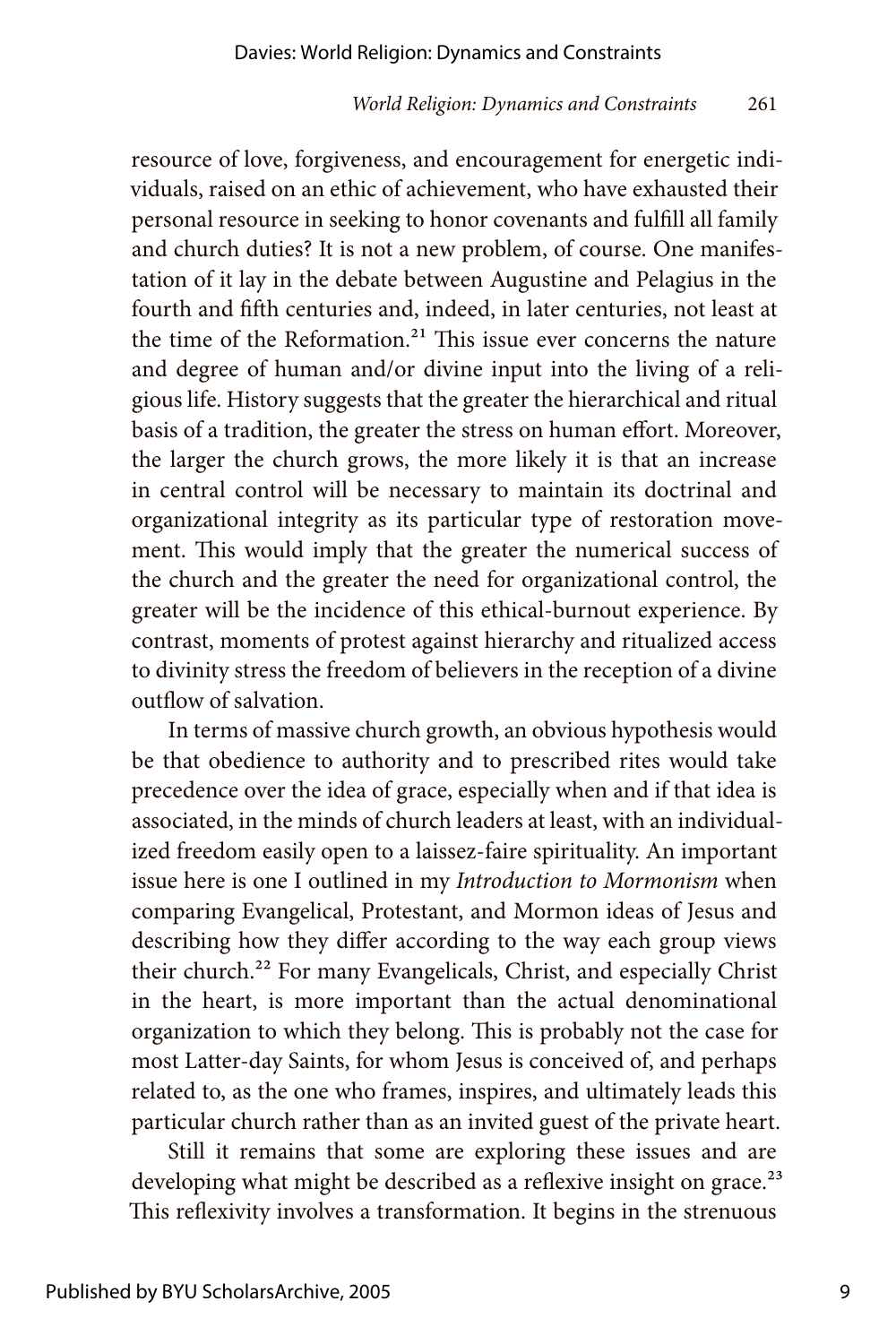resource of love, forgiveness, and encouragement for energetic individuals, raised on an ethic of achievement, who have exhausted their personal resource in seeking to honor covenants and fulfill all family and church duties? It is not a new problem, of course. One manifestation of it lay in the debate between Augustine and Pelagius in the fourth and fifth centuries and, indeed, in later centuries, not least at the time of the Reformation.[21] This issue ever concerns the nature and degree of human and/or divine input into the living of a religious life. History suggests that the greater the hierarchical and ritual basis of a tradition, the greater the stress on human effort. Moreover, the larger the church grows, the more likely it is that an increase in central control will be necessary to maintain its doctrinal and organizational integrity as its particular type of restoration movement. This would imply that the greater the numerical success of the church and the greater the need for organizational control, the greater will be the incidence of this ethical-burnout experience. By contrast, moments of protest against hierarchy and ritualized access to divinity stress the freedom of believers in the reception of a divine outflow of salvation.

In terms of massive church growth, an obvious hypothesis would be that obedience to authority and to prescribed rites would take precedence over the idea of grace, especially when and if that idea is associated, in the minds of church leaders at least, with an individualized freedom easily open to a laissez-faire spirituality. An important issue here is one I outlined in my *Introduction to Mormonism* when comparing Evangelical, Protestant, and Mormon ideas of Jesus and describing how they differ according to the way each group views their church.[22] For many Evangelicals, Christ, and especially Christ in the heart, is more important than the actual denominational organization to which they belong. This is probably not the case for most Latter-day Saints, for whom Jesus is conceived of, and perhaps related to, as the one who frames, inspires, and ultimately leads this particular church rather than as an invited guest of the private heart.

Still it remains that some are exploring these issues and are developing what might be described as a reflexive insight on grace.[23] This reflexivity involves a transformation. It begins in the strenuous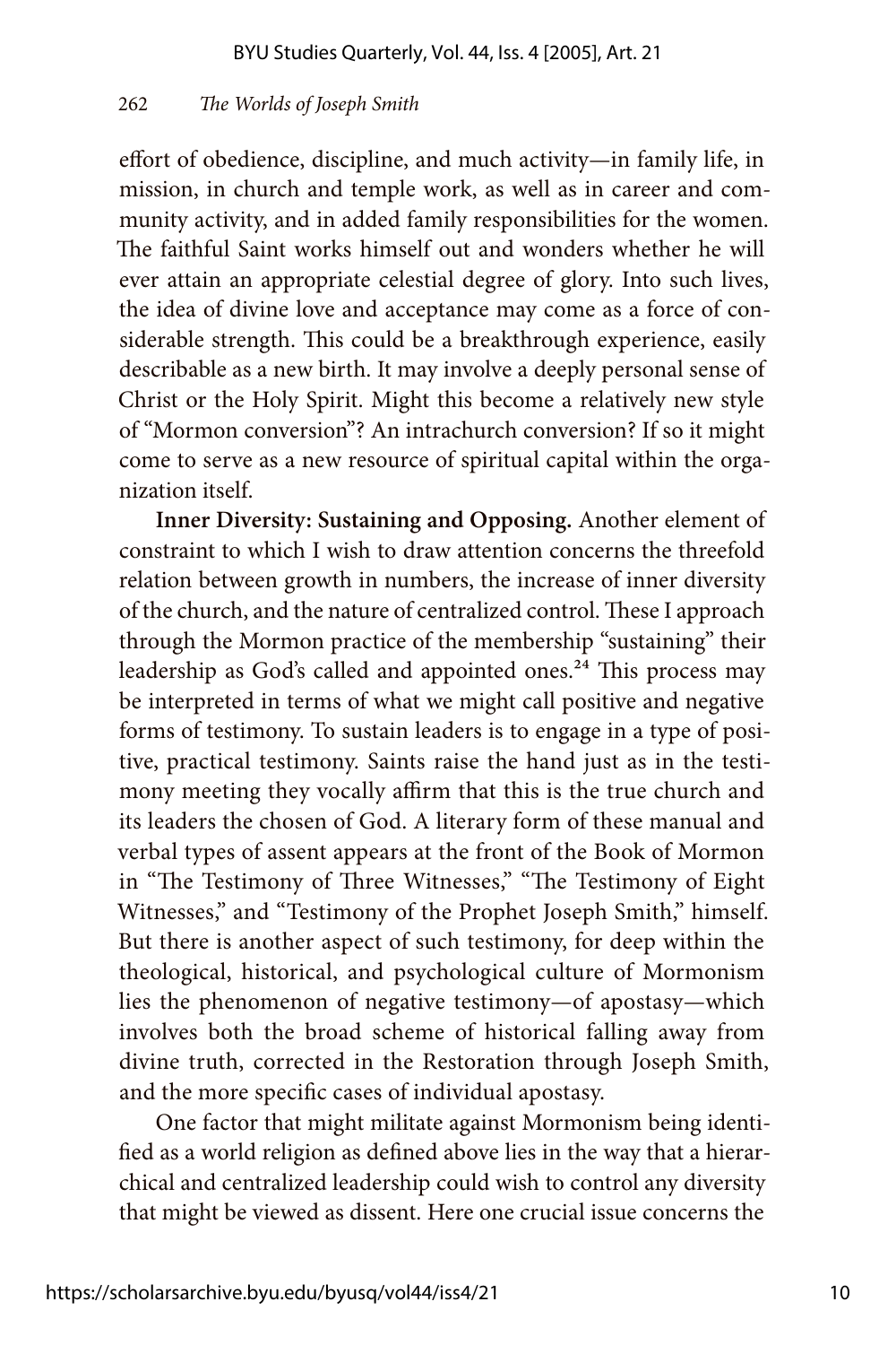effort of obedience, discipline, and much activity—in family life, in mission, in church and temple work, as well as in career and community activity, and in added family responsibilities for the women. The faithful Saint works himself out and wonders whether he will ever attain an appropriate celestial degree of glory. Into such lives, the idea of divine love and acceptance may come as a force of considerable strength. This could be a breakthrough experience, easily describable as a new birth. It may involve a deeply personal sense of Christ or the Holy Spirit. Might this become a relatively new style of "Mormon conversion"? An intrachurch conversion? If so it might come to serve as a new resource of spiritual capital within the organization itself.

**Inner Diversity: Sustaining and Opposing.** Another element of constraint to which I wish to draw attention concerns the threefold relation between growth in numbers, the increase of inner diversity of the church, and the nature of centralized control. These I approach through the Mormon practice of the membership "sustaining" their leadership as God's called and appointed ones.[24] This process may be interpreted in terms of what we might call positive and negative forms of testimony. To sustain leaders is to engage in a type of positive, practical testimony. Saints raise the hand just as in the testimony meeting they vocally affirm that this is the true church and its leaders the chosen of God. A literary form of these manual and verbal types of assent appears at the front of the Book of Mormon in "The Testimony of Three Witnesses," "The Testimony of Eight Witnesses," and "Testimony of the Prophet Joseph Smith," himself. But there is another aspect of such testimony, for deep within the theological, historical, and psychological culture of Mormonism lies the phenomenon of negative testimony—of apostasy—which involves both the broad scheme of historical falling away from divine truth, corrected in the Restoration through Joseph Smith, and the more specific cases of individual apostasy.

One factor that might militate against Mormonism being identified as a world religion as defined above lies in the way that a hierarchical and centralized leadership could wish to control any diversity that might be viewed as dissent. Here one crucial issue concerns the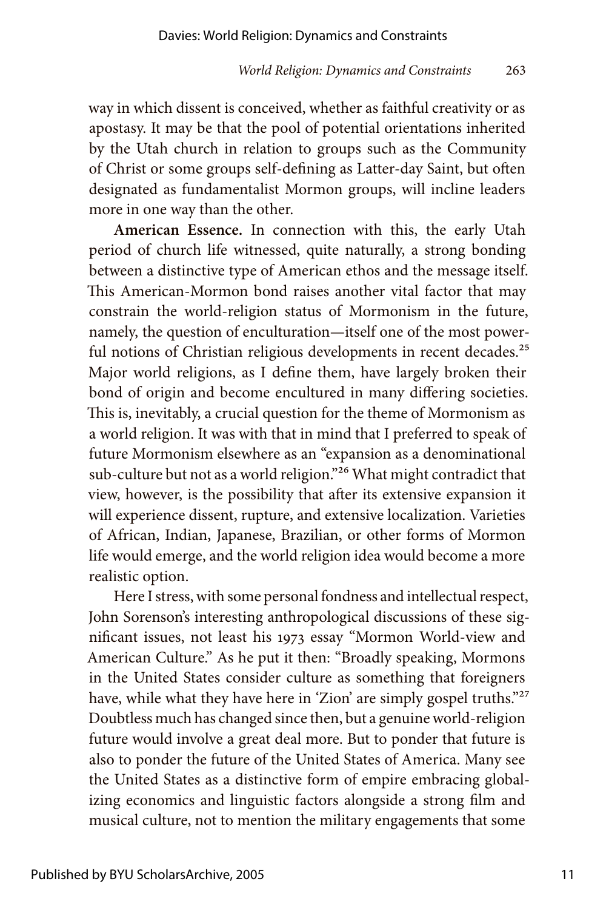way in which dissent is conceived, whether as faithful creativity or as apostasy. It may be that the pool of potential orientations inherited by the Utah church in relation to groups such as the Community of Christ or some groups self-defining as Latter-day Saint, but often designated as fundamentalist Mormon groups, will incline leaders more in one way than the other.

**American Essence.** In connection with this, the early Utah period of church life witnessed, quite naturally, a strong bonding between a distinctive type of American ethos and the message itself. This American-Mormon bond raises another vital factor that may constrain the world-religion status of Mormonism in the future, namely, the question of enculturation—itself one of the most powerful notions of Christian religious developments in recent decades.[25] Major world religions, as I define them, have largely broken their bond of origin and become encultured in many differing societies. This is, inevitably, a crucial question for the theme of Mormonism as a world religion. It was with that in mind that I preferred to speak of future Mormonism elsewhere as an "expansion as a denominational sub-culture but not as a world religion."[26] What might contradict that view, however, is the possibility that after its extensive expansion it will experience dissent, rupture, and extensive localization. Varieties of African, Indian, Japanese, Brazilian, or other forms of Mormon life would emerge, and the world religion idea would become a more realistic option.

Here I stress, with some personal fondness and intellectual respect, John Sorenson's interesting anthropological discussions of these significant issues, not least his 1973 essay "Mormon World-view and American Culture." As he put it then: "Broadly speaking, Mormons in the United States consider culture as something that foreigners have, while what they have here in 'Zion' are simply gospel truths."[27] Doubtless much has changed since then, but a genuine world-religion future would involve a great deal more. But to ponder that future is also to ponder the future of the United States of America. Many see the United States as a distinctive form of empire embracing globalizing economics and linguistic factors alongside a strong film and musical culture, not to mention the military engagements that some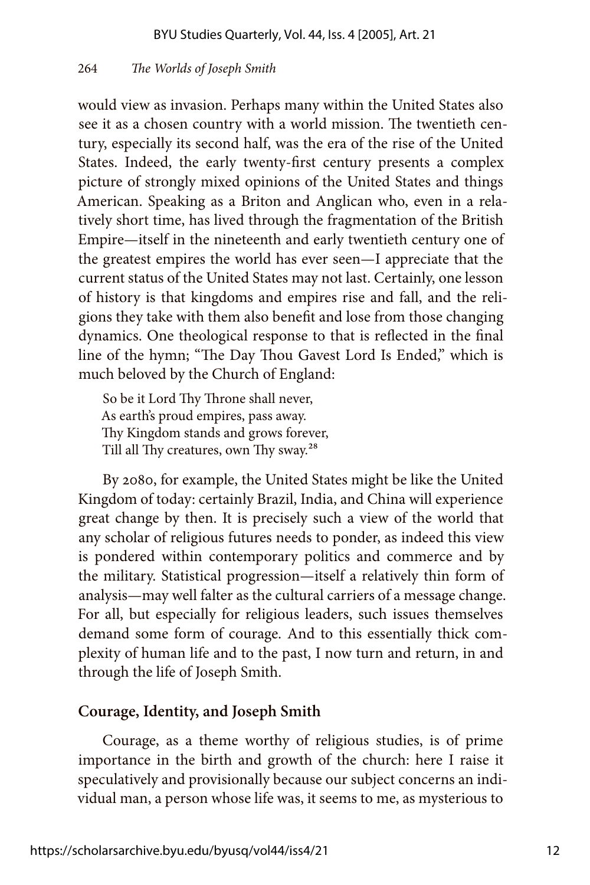would view as invasion. Perhaps many within the United States also see it as a chosen country with a world mission. The twentieth century, especially its second half, was the era of the rise of the United States. Indeed, the early twenty-first century presents a complex picture of strongly mixed opinions of the United States and things American. Speaking as a Briton and Anglican who, even in a relatively short time, has lived through the fragmentation of the British Empire—itself in the nineteenth and early twentieth century one of the greatest empires the world has ever seen—I appreciate that the current status of the United States may not last. Certainly, one lesson of history is that kingdoms and empires rise and fall, and the religions they take with them also benefit and lose from those changing dynamics. One theological response to that is reflected in the final line of the hymn; "The Day Thou Gavest Lord Is Ended," which is much beloved by the Church of England:

> So be it Lord Thy Throne shall never,
> As earth's proud empires, pass away.
> Thy Kingdom stands and grows forever,
> Till all Thy creatures, own Thy sway.[28]

By 2080, for example, the United States might be like the United Kingdom of today: certainly Brazil, India, and China will experience great change by then. It is precisely such a view of the world that any scholar of religious futures needs to ponder, as indeed this view is pondered within contemporary politics and commerce and by the military. Statistical progression—itself a relatively thin form of analysis—may well falter as the cultural carriers of a message change. For all, but especially for religious leaders, such issues themselves demand some form of courage. And to this essentially thick complexity of human life and to the past, I now turn and return, in and through the life of Joseph Smith.

## Courage, Identity, and Joseph Smith

Courage, as a theme worthy of religious studies, is of prime importance in the birth and growth of the church: here I raise it speculatively and provisionally because our subject concerns an individual man, a person whose life was, it seems to me, as mysterious to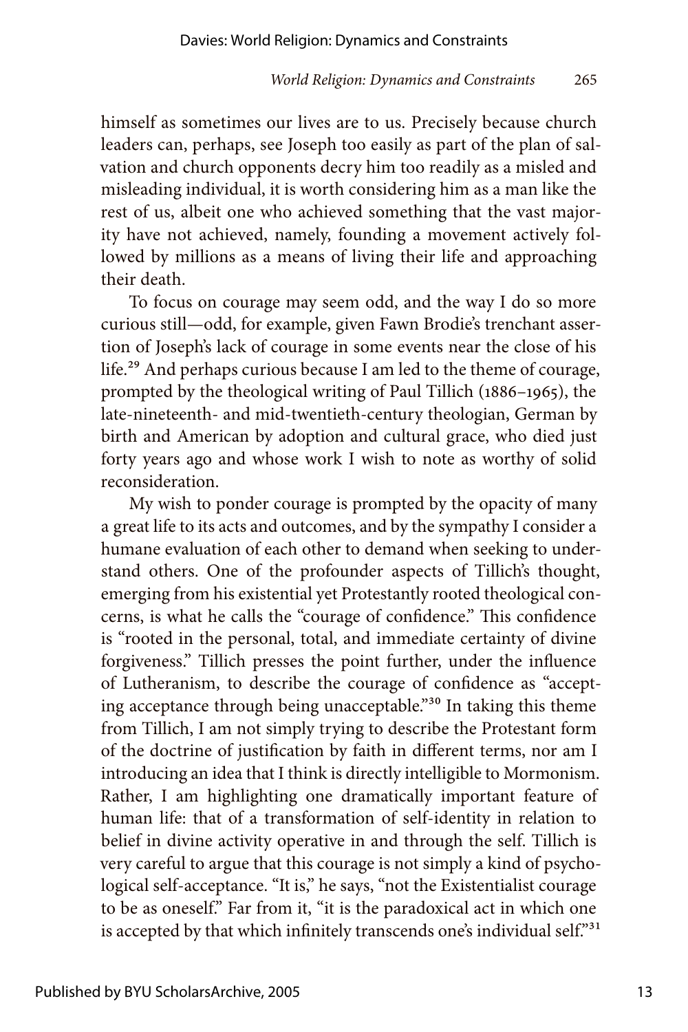himself as sometimes our lives are to us. Precisely because church leaders can, perhaps, see Joseph too easily as part of the plan of salvation and church opponents decry him too readily as a misled and misleading individual, it is worth considering him as a man like the rest of us, albeit one who achieved something that the vast majority have not achieved, namely, founding a movement actively followed by millions as a means of living their life and approaching their death.

To focus on courage may seem odd, and the way I do so more curious still—odd, for example, given Fawn Brodie's trenchant assertion of Joseph's lack of courage in some events near the close of his life.[29] And perhaps curious because I am led to the theme of courage, prompted by the theological writing of Paul Tillich (1886–1965), the late-nineteenth- and mid-twentieth-century theologian, German by birth and American by adoption and cultural grace, who died just forty years ago and whose work I wish to note as worthy of solid reconsideration.

My wish to ponder courage is prompted by the opacity of many a great life to its acts and outcomes, and by the sympathy I consider a humane evaluation of each other to demand when seeking to understand others. One of the profounder aspects of Tillich's thought, emerging from his existential yet Protestantly rooted theological concerns, is what he calls the "courage of confidence." This confidence is "rooted in the personal, total, and immediate certainty of divine forgiveness." Tillich presses the point further, under the influence of Lutheranism, to describe the courage of confidence as "accepting acceptance through being unacceptable."[30] In taking this theme from Tillich, I am not simply trying to describe the Protestant form of the doctrine of justification by faith in different terms, nor am I introducing an idea that I think is directly intelligible to Mormonism. Rather, I am highlighting one dramatically important feature of human life: that of a transformation of self-identity in relation to belief in divine activity operative in and through the self. Tillich is very careful to argue that this courage is not simply a kind of psychological self-acceptance. "It is," he says, "not the Existentialist courage to be as oneself." Far from it, "it is the paradoxical act in which one is accepted by that which infinitely transcends one's individual self."[31]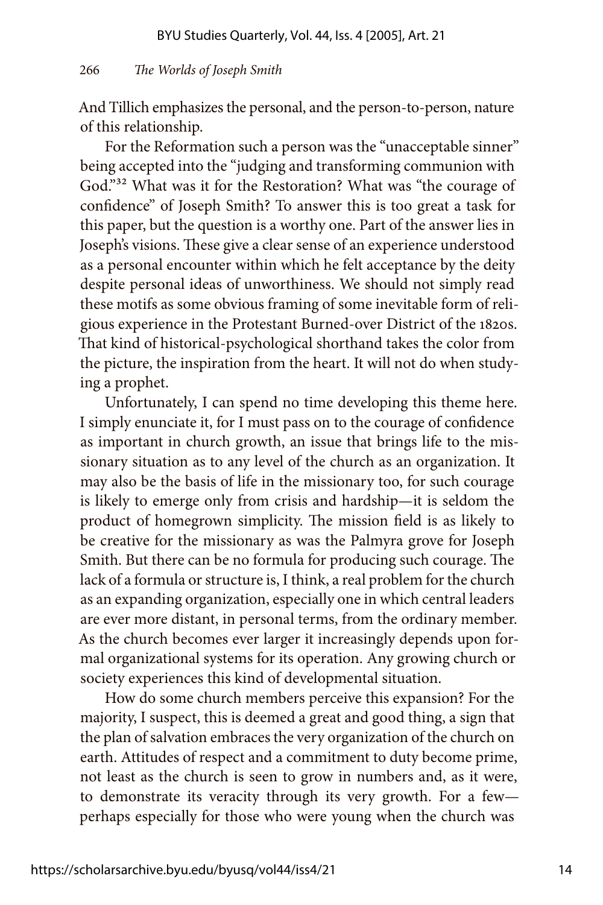And Tillich emphasizes the personal, and the person-to-person, nature of this relationship.

For the Reformation such a person was the "unacceptable sinner" being accepted into the "judging and transforming communion with God."[32] What was it for the Restoration? What was "the courage of confidence" of Joseph Smith? To answer this is too great a task for this paper, but the question is a worthy one. Part of the answer lies in Joseph's visions. These give a clear sense of an experience understood as a personal encounter within which he felt acceptance by the deity despite personal ideas of unworthiness. We should not simply read these motifs as some obvious framing of some inevitable form of religious experience in the Protestant Burned-over District of the 1820s. That kind of historical-psychological shorthand takes the color from the picture, the inspiration from the heart. It will not do when studying a prophet.

Unfortunately, I can spend no time developing this theme here. I simply enunciate it, for I must pass on to the courage of confidence as important in church growth, an issue that brings life to the missionary situation as to any level of the church as an organization. It may also be the basis of life in the missionary too, for such courage is likely to emerge only from crisis and hardship—it is seldom the product of homegrown simplicity. The mission field is as likely to be creative for the missionary as was the Palmyra grove for Joseph Smith. But there can be no formula for producing such courage. The lack of a formula or structure is, I think, a real problem for the church as an expanding organization, especially one in which central leaders are ever more distant, in personal terms, from the ordinary member. As the church becomes ever larger it increasingly depends upon formal organizational systems for its operation. Any growing church or society experiences this kind of developmental situation.

How do some church members perceive this expansion? For the majority, I suspect, this is deemed a great and good thing, a sign that the plan of salvation embraces the very organization of the church on earth. Attitudes of respect and a commitment to duty become prime, not least as the church is seen to grow in numbers and, as it were, to demonstrate its veracity through its very growth. For a few—perhaps especially for those who were young when the church was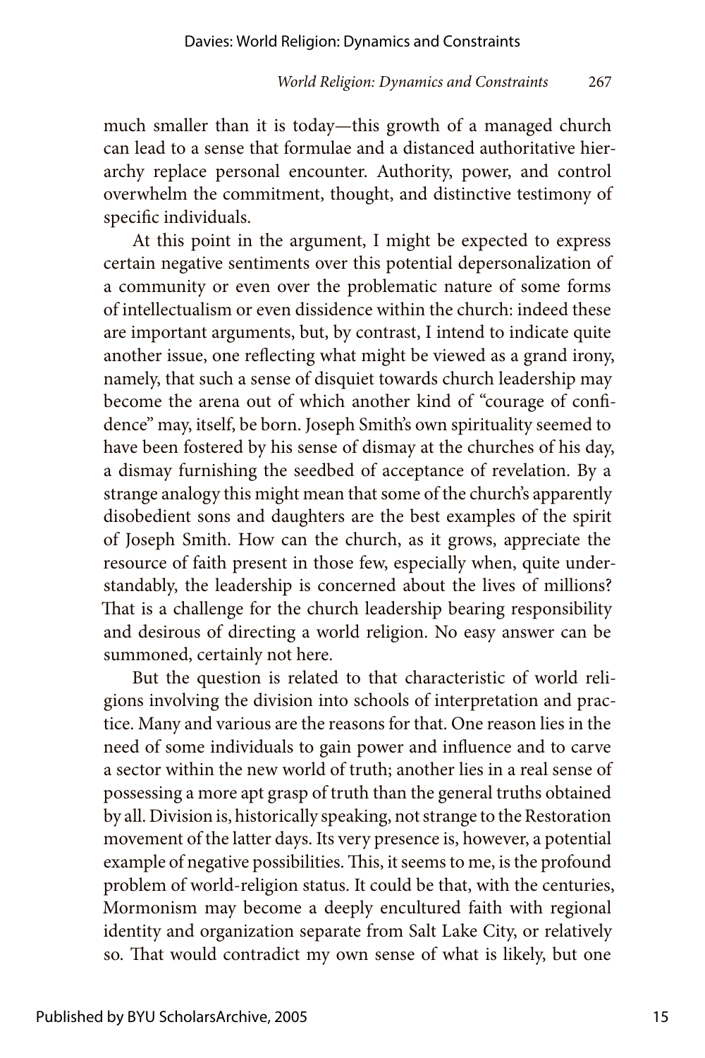much smaller than it is today—this growth of a managed church can lead to a sense that formulae and a distanced authoritative hierarchy replace personal encounter. Authority, power, and control overwhelm the commitment, thought, and distinctive testimony of specific individuals.

At this point in the argument, I might be expected to express certain negative sentiments over this potential depersonalization of a community or even over the problematic nature of some forms of intellectualism or even dissidence within the church: indeed these are important arguments, but, by contrast, I intend to indicate quite another issue, one reflecting what might be viewed as a grand irony, namely, that such a sense of disquiet towards church leadership may become the arena out of which another kind of "courage of confidence" may, itself, be born. Joseph Smith's own spirituality seemed to have been fostered by his sense of dismay at the churches of his day, a dismay furnishing the seedbed of acceptance of revelation. By a strange analogy this might mean that some of the church's apparently disobedient sons and daughters are the best examples of the spirit of Joseph Smith. How can the church, as it grows, appreciate the resource of faith present in those few, especially when, quite understandably, the leadership is concerned about the lives of millions? That is a challenge for the church leadership bearing responsibility and desirous of directing a world religion. No easy answer can be summoned, certainly not here.

But the question is related to that characteristic of world religions involving the division into schools of interpretation and practice. Many and various are the reasons for that. One reason lies in the need of some individuals to gain power and influence and to carve a sector within the new world of truth; another lies in a real sense of possessing a more apt grasp of truth than the general truths obtained by all. Division is, historically speaking, not strange to the Restoration movement of the latter days. Its very presence is, however, a potential example of negative possibilities. This, it seems to me, is the profound problem of world-religion status. It could be that, with the centuries, Mormonism may become a deeply encultured faith with regional identity and organization separate from Salt Lake City, or relatively so. That would contradict my own sense of what is likely, but one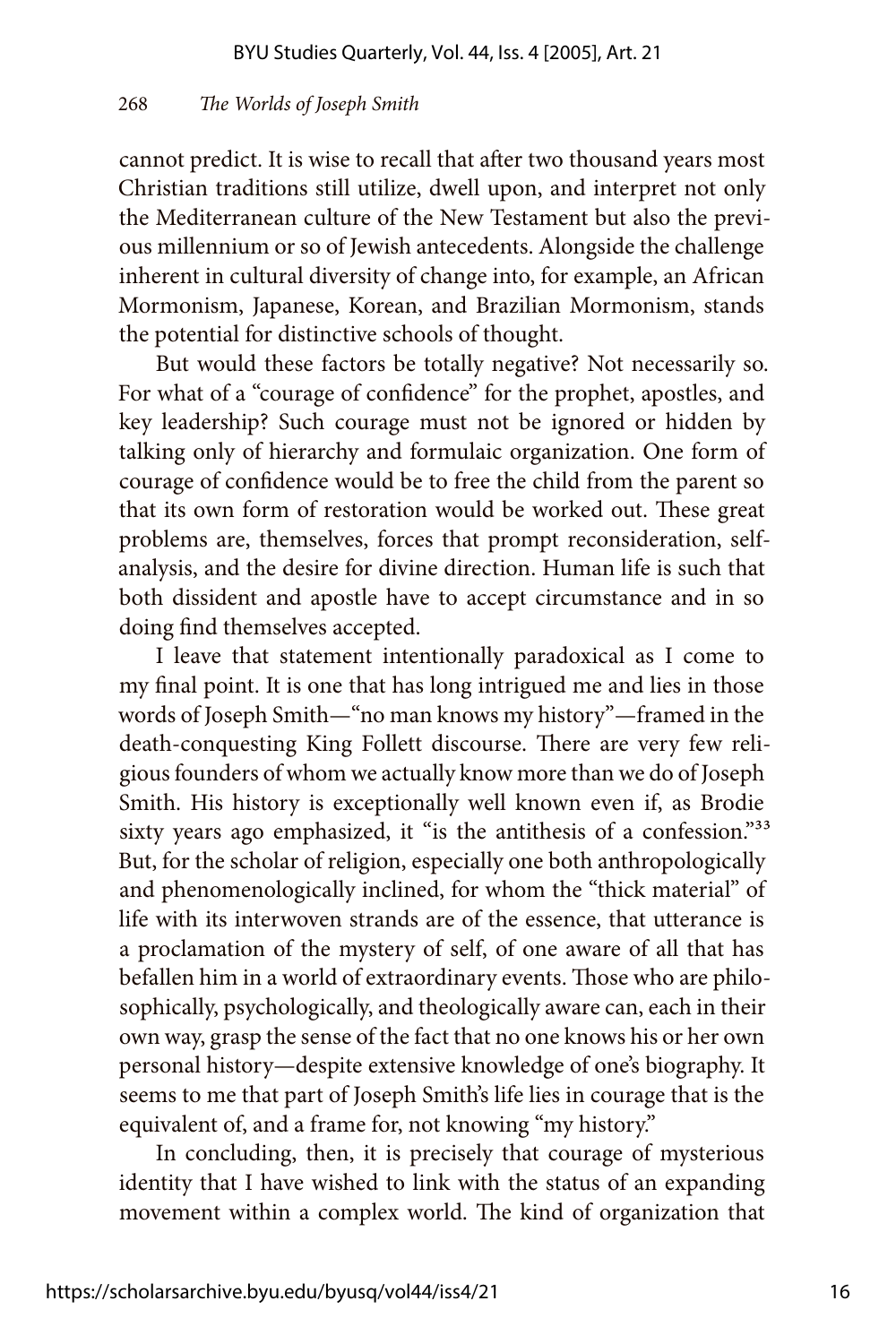cannot predict. It is wise to recall that after two thousand years most Christian traditions still utilize, dwell upon, and interpret not only the Mediterranean culture of the New Testament but also the previous millennium or so of Jewish antecedents. Alongside the challenge inherent in cultural diversity of change into, for example, an African Mormonism, Japanese, Korean, and Brazilian Mormonism, stands the potential for distinctive schools of thought.

But would these factors be totally negative? Not necessarily so. For what of a "courage of confidence" for the prophet, apostles, and key leadership? Such courage must not be ignored or hidden by talking only of hierarchy and formulaic organization. One form of courage of confidence would be to free the child from the parent so that its own form of restoration would be worked out. These great problems are, themselves, forces that prompt reconsideration, self-analysis, and the desire for divine direction. Human life is such that both dissident and apostle have to accept circumstance and in so doing find themselves accepted.

I leave that statement intentionally paradoxical as I come to my final point. It is one that has long intrigued me and lies in those words of Joseph Smith—"no man knows my history"—framed in the death-conquesting King Follett discourse. There are very few religious founders of whom we actually know more than we do of Joseph Smith. His history is exceptionally well known even if, as Brodie sixty years ago emphasized, it "is the antithesis of a confession."[33] But, for the scholar of religion, especially one both anthropologically and phenomenologically inclined, for whom the "thick material" of life with its interwoven strands are of the essence, that utterance is a proclamation of the mystery of self, of one aware of all that has befallen him in a world of extraordinary events. Those who are philosophically, psychologically, and theologically aware can, each in their own way, grasp the sense of the fact that no one knows his or her own personal history—despite extensive knowledge of one's biography. It seems to me that part of Joseph Smith's life lies in courage that is the equivalent of, and a frame for, not knowing "my history."

In concluding, then, it is precisely that courage of mysterious identity that I have wished to link with the status of an expanding movement within a complex world. The kind of organization that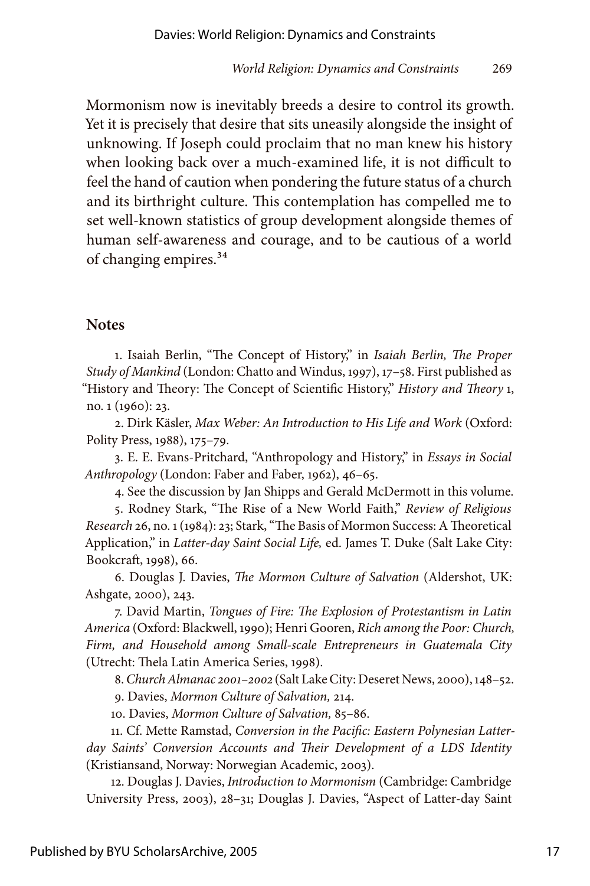Mormonism now is inevitably breeds a desire to control its growth. Yet it is precisely that desire that sits uneasily alongside the insight of unknowing. If Joseph could proclaim that no man knew his history when looking back over a much-examined life, it is not difficult to feel the hand of caution when pondering the future status of a church and its birthright culture. This contemplation has compelled me to set well-known statistics of group development alongside themes of human self-awareness and courage, and to be cautious of a world of changing empires.[34]

## Notes

1. Isaiah Berlin, "The Concept of History," in *Isaiah Berlin, The Proper Study of Mankind* (London: Chatto and Windus, 1997), 17–58. First published as "History and Theory: The Concept of Scientific History," *History and Theory* 1, no. 1 (1960): 23.

2. Dirk Käsler, *Max Weber: An Introduction to His Life and Work* (Oxford: Polity Press, 1988), 175–79.

3. E. E. Evans-Pritchard, "Anthropology and History," in *Essays in Social Anthropology* (London: Faber and Faber, 1962), 46–65.

4. See the discussion by Jan Shipps and Gerald McDermott in this volume.

5. Rodney Stark, "The Rise of a New World Faith," *Review of Religious Research* 26, no. 1 (1984): 23; Stark, "The Basis of Mormon Success: A Theoretical Application," in *Latter-day Saint Social Life,* ed. James T. Duke (Salt Lake City: Bookcraft, 1998), 66.

6. Douglas J. Davies, *The Mormon Culture of Salvation* (Aldershot, UK: Ashgate, 2000), 243.

7. David Martin, *Tongues of Fire: The Explosion of Protestantism in Latin America* (Oxford: Blackwell, 1990); Henri Gooren, *Rich among the Poor: Church, Firm, and Household among Small-scale Entrepreneurs in Guatemala City* (Utrecht: Thela Latin America Series, 1998).

8. *Church Almanac 2001–2002* (Salt Lake City: Deseret News, 2000), 148–52.

9. Davies, *Mormon Culture of Salvation,* 214.

10. Davies, *Mormon Culture of Salvation,* 85–86.

11. Cf. Mette Ramstad, *Conversion in the Pacific: Eastern Polynesian Latter-day Saints' Conversion Accounts and Their Development of a LDS Identity* (Kristiansand, Norway: Norwegian Academic, 2003).

12. Douglas J. Davies, *Introduction to Mormonism* (Cambridge: Cambridge University Press, 2003), 28–31; Douglas J. Davies, "Aspect of Latter-day Saint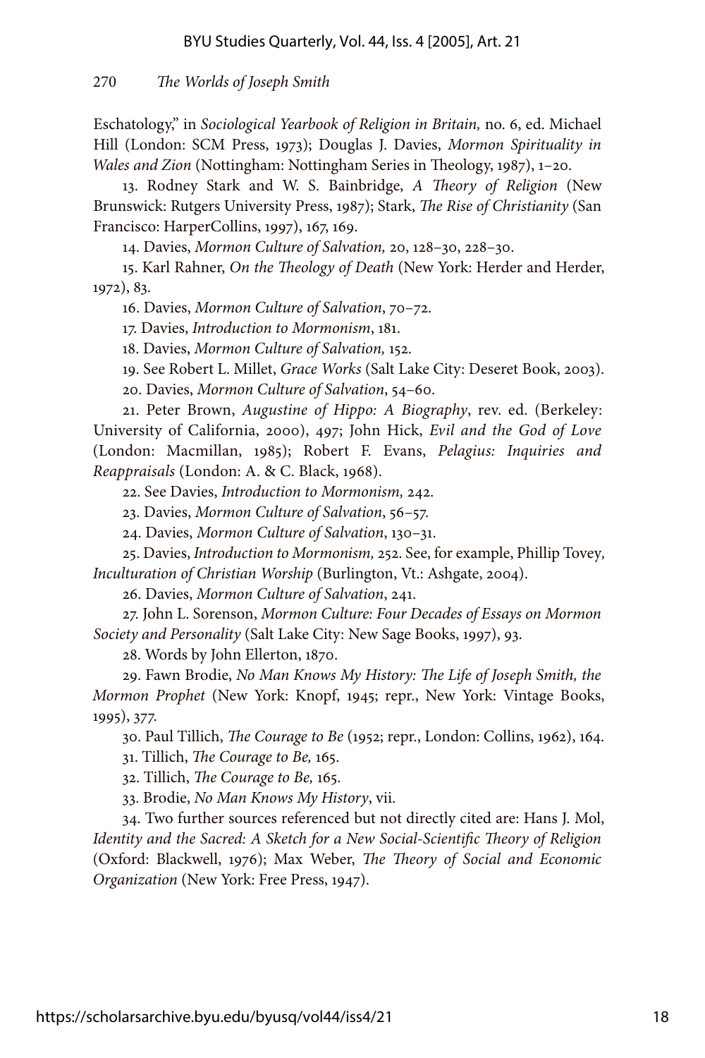Eschatology," in *Sociological Yearbook of Religion in Britain,* no. 6, ed. Michael Hill (London: SCM Press, 1973); Douglas J. Davies, *Mormon Spirituality in Wales and Zion* (Nottingham: Nottingham Series in Theology, 1987), 1–20.

13. Rodney Stark and W. S. Bainbridge, *A Theory of Religion* (New Brunswick: Rutgers University Press, 1987); Stark, *The Rise of Christianity* (San Francisco: HarperCollins, 1997), 167, 169.

14. Davies, *Mormon Culture of Salvation,* 20, 128–30, 228–30.

15. Karl Rahner, *On the Theology of Death* (New York: Herder and Herder, 1972), 83.

16. Davies, *Mormon Culture of Salvation*, 70–72.

17. Davies, *Introduction to Mormonism*, 181.

18. Davies, *Mormon Culture of Salvation,* 152.

19. See Robert L. Millet, *Grace Works* (Salt Lake City: Deseret Book, 2003).

20. Davies, *Mormon Culture of Salvation*, 54–60.

21. Peter Brown, *Augustine of Hippo: A Biography*, rev. ed. (Berkeley: University of California, 2000), 497; John Hick, *Evil and the God of Love* (London: Macmillan, 1985); Robert F. Evans, *Pelagius: Inquiries and Reappraisals* (London: A. & C. Black, 1968).

22. See Davies, *Introduction to Mormonism,* 242.

23. Davies, *Mormon Culture of Salvation*, 56–57.

24. Davies, *Mormon Culture of Salvation*, 130–31.

25. Davies, *Introduction to Mormonism,* 252. See, for example, Phillip Tovey, *Inculturation of Christian Worship* (Burlington, Vt.: Ashgate, 2004).

26. Davies, *Mormon Culture of Salvation*, 241.

27. John L. Sorenson, *Mormon Culture: Four Decades of Essays on Mormon Society and Personality* (Salt Lake City: New Sage Books, 1997), 93.

28. Words by John Ellerton, 1870.

29. Fawn Brodie, *No Man Knows My History: The Life of Joseph Smith, the Mormon Prophet* (New York: Knopf, 1945; repr., New York: Vintage Books, 1995), 377.

30. Paul Tillich, *The Courage to Be* (1952; repr., London: Collins, 1962), 164.

31. Tillich, *The Courage to Be,* 165.

32. Tillich, *The Courage to Be,* 165.

33. Brodie, *No Man Knows My History*, vii.

34. Two further sources referenced but not directly cited are: Hans J. Mol, *Identity and the Sacred: A Sketch for a New Social-Scientific Theory of Religion* (Oxford: Blackwell, 1976); Max Weber, *The Theory of Social and Economic Organization* (New York: Free Press, 1947).